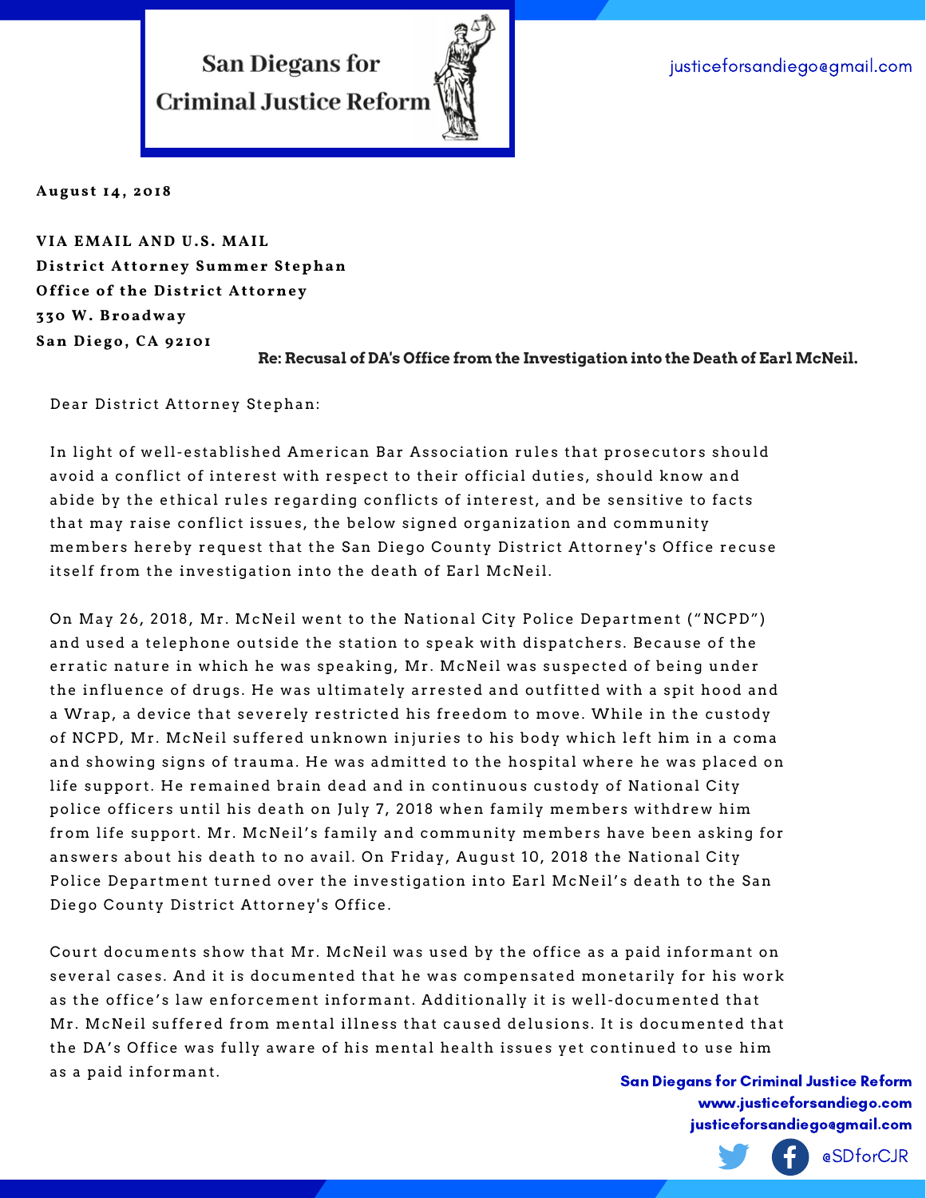# San Diegans for Criminal Justice Reform

justiceforsandiego@gmail.com

**August 14, 2018**

**VIA EMAIL AND U.S. MAIL**
**District Attorney Summer Stephan**
**Office of the District Attorney**
**330 W. Broadway**
**San Diego, CA 92101**

**Re: Recusal of DA's Office from the Investigation into the Death of Earl McNeil.**

Dear District Attorney Stephan:

In light of well-established American Bar Association rules that prosecutors should avoid a conflict of interest with respect to their official duties, should know and abide by the ethical rules regarding conflicts of interest, and be sensitive to facts that may raise conflict issues, the below signed organization and community members hereby request that the San Diego County District Attorney's Office recuse itself from the investigation into the death of Earl McNeil.

On May 26, 2018, Mr. McNeil went to the National City Police Department ("NCPD") and used a telephone outside the station to speak with dispatchers. Because of the erratic nature in which he was speaking, Mr. McNeil was suspected of being under the influence of drugs. He was ultimately arrested and outfitted with a spit hood and a Wrap, a device that severely restricted his freedom to move. While in the custody of NCPD, Mr. McNeil suffered unknown injuries to his body which left him in a coma and showing signs of trauma. He was admitted to the hospital where he was placed on life support. He remained brain dead and in continuous custody of National City police officers until his death on July 7, 2018 when family members withdrew him from life support. Mr. McNeil's family and community members have been asking for answers about his death to no avail. On Friday, August 10, 2018 the National City Police Department turned over the investigation into Earl McNeil's death to the San Diego County District Attorney's Office.

Court documents show that Mr. McNeil was used by the office as a paid informant on several cases. And it is documented that he was compensated monetarily for his work as the office's law enforcement informant. Additionally it is well-documented that Mr. McNeil suffered from mental illness that caused delusions. It is documented that the DA's Office was fully aware of his mental health issues yet continued to use him as a paid informant.

**San Diegans for Criminal Justice Reform**
**www.justiceforsandiego.com**
**justiceforsandiego@gmail.com**
@SDforCJR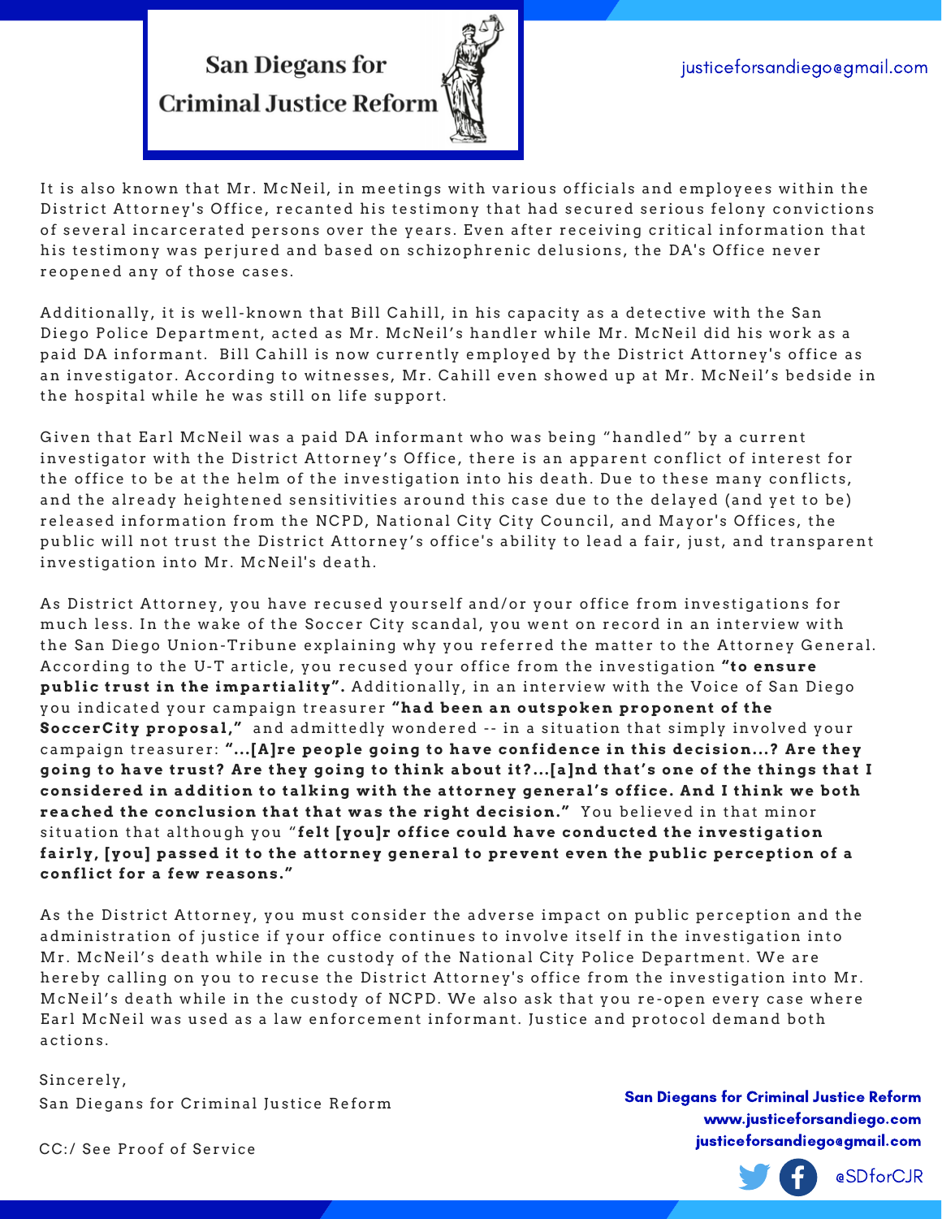San Diegans for Criminal Justice Reform

justiceforsandiego@gmail.com

It is also known that Mr. McNeil, in meetings with various officials and employees within the District Attorney's Office, recanted his testimony that had secured serious felony convictions of several incarcerated persons over the years. Even after receiving critical information that his testimony was perjured and based on schizophrenic delusions, the DA's Office never reopened any of those cases.

Additionally, it is well-known that Bill Cahill, in his capacity as a detective with the San Diego Police Department, acted as Mr. McNeil's handler while Mr. McNeil did his work as a paid DA informant. Bill Cahill is now currently employed by the District Attorney's office as an investigator. According to witnesses, Mr. Cahill even showed up at Mr. McNeil's bedside in the hospital while he was still on life support.

Given that Earl McNeil was a paid DA informant who was being "handled" by a current investigator with the District Attorney's Office, there is an apparent conflict of interest for the office to be at the helm of the investigation into his death. Due to these many conflicts, and the already heightened sensitivities around this case due to the delayed (and yet to be) released information from the NCPD, National City City Council, and Mayor's Offices, the public will not trust the District Attorney's office's ability to lead a fair, just, and transparent investigation into Mr. McNeil's death.

As District Attorney, you have recused yourself and/or your office from investigations for much less. In the wake of the Soccer City scandal, you went on record in an interview with the San Diego Union-Tribune explaining why you referred the matter to the Attorney General. According to the U-T article, you recused your office from the investigation **"to ensure public trust in the impartiality".** Additionally, in an interview with the Voice of San Diego you indicated your campaign treasurer **"had been an outspoken proponent of the SoccerCity proposal,"** and admittedly wondered -- in a situation that simply involved your campaign treasurer: **"...[A]re people going to have confidence in this decision...? Are they going to have trust? Are they going to think about it?...[a]nd that's one of the things that I considered in addition to talking with the attorney general's office. And I think we both reached the conclusion that that was the right decision."** You believed in that minor situation that although you "**felt [you]r office could have conducted the investigation fairly, [you] passed it to the attorney general to prevent even the public perception of a conflict for a few reasons."**

As the District Attorney, you must consider the adverse impact on public perception and the administration of justice if your office continues to involve itself in the investigation into Mr. McNeil's death while in the custody of the National City Police Department. We are hereby calling on you to recuse the District Attorney's office from the investigation into Mr. McNeil's death while in the custody of NCPD. We also ask that you re-open every case where Earl McNeil was used as a law enforcement informant. Justice and protocol demand both actions.

Sincerely,
San Diegans for Criminal Justice Reform

CC:/ See Proof of Service

**San Diegans for Criminal Justice Reform**
**www.justiceforsandiego.com**
**justiceforsandiego@gmail.com**
@SDforCJR